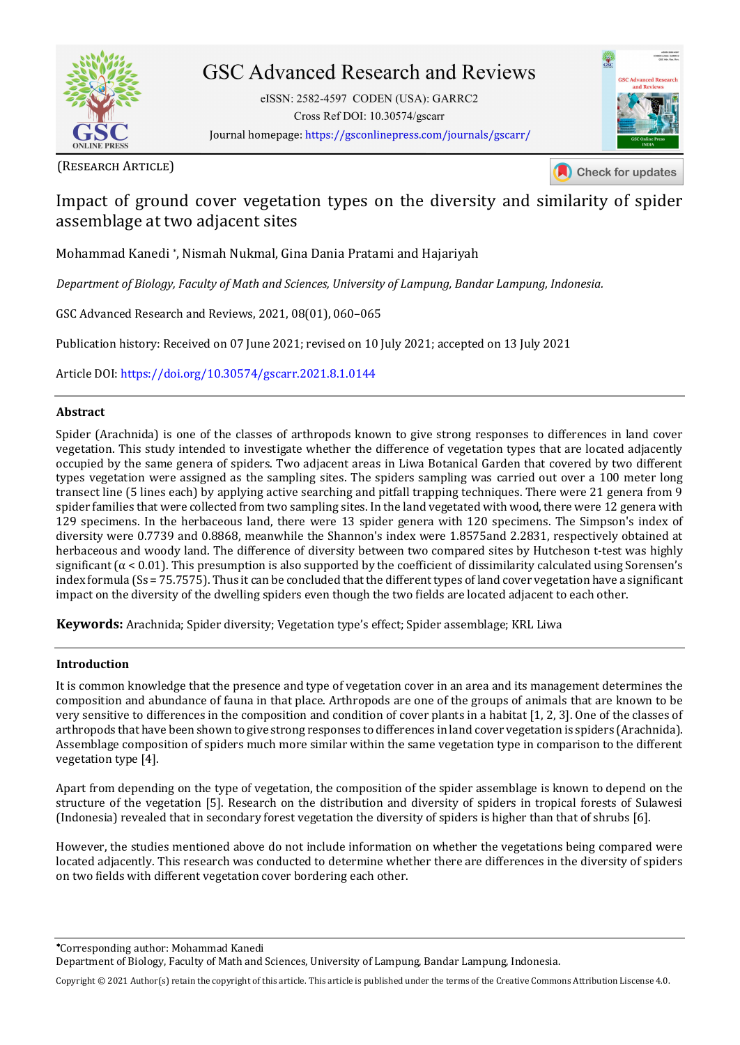(RESEARCH ARTICLE)

# Impact of ground cover vegetation types on the diversity and similarity of spider assemblage at two adjacent sites

Mohammad Kanedi *, Nismah Nukmal, Gina Dania Pratami and Hajariyah

*Department of Biology, Faculty of Math and Sciences, University of Lampung, Bandar Lampung, Indonesia.*

GSC Advanced Research and Reviews, 2021, 08(01), 060–065

Publication history: Received on 07 June 2021; revised on 10 July 2021; accepted on 13 July 2021

Article DOI: https://doi.org/10.30574/gscarr.2021.8.1.0144

## Abstract

Spider (Arachnida) is one of the classes of arthropods known to give strong responses to differences in land cover vegetation. This study intended to investigate whether the difference of vegetation types that are located adjacently occupied by the same genera of spiders. Two adjacent areas in Liwa Botanical Garden that covered by two different types vegetation were assigned as the sampling sites. The spiders sampling was carried out over a 100 meter long transect line (5 lines each) by applying active searching and pitfall trapping techniques. There were 21 genera from 9 spider families that were collected from two sampling sites. In the land vegetated with wood, there were 12 genera with 129 specimens. In the herbaceous land, there were 13 spider genera with 120 specimens. The Simpson's index of diversity were 0.7739 and 0.8868, meanwhile the Shannon's index were 1.8575and 2.2831, respectively obtained at herbaceous and woody land. The difference of diversity between two compared sites by Hutcheson t-test was highly significant ($\alpha < 0.01$). This presumption is also supported by the coefficient of dissimilarity calculated using Sorensen's index formula (Ss = 75.7575). Thus it can be concluded that the different types of land cover vegetation have a significant impact on the diversity of the dwelling spiders even though the two fields are located adjacent to each other.

**Keywords:** Arachnida; Spider diversity; Vegetation type's effect; Spider assemblage; KRL Liwa

## Introduction

It is common knowledge that the presence and type of vegetation cover in an area and its management determines the composition and abundance of fauna in that place. Arthropods are one of the groups of animals that are known to be very sensitive to differences in the composition and condition of cover plants in a habitat [1, 2, 3]. One of the classes of arthropods that have been shown to give strong responses to differences in land cover vegetation is spiders (Arachnida). Assemblage composition of spiders much more similar within the same vegetation type in comparison to the different vegetation type [4].

Apart from depending on the type of vegetation, the composition of the spider assemblage is known to depend on the structure of the vegetation [5]. Research on the distribution and diversity of spiders in tropical forests of Sulawesi (Indonesia) revealed that in secondary forest vegetation the diversity of spiders is higher than that of shrubs [6].

However, the studies mentioned above do not include information on whether the vegetations being compared were located adjacently. This research was conducted to determine whether there are differences in the diversity of spiders on two fields with different vegetation cover bordering each other.

*Corresponding author: Mohammad Kanedi
Department of Biology, Faculty of Math and Sciences, University of Lampung, Bandar Lampung, Indonesia.

Copyright © 2021 Author(s) retain the copyright of this article. This article is published under the terms of the Creative Commons Attribution Liscense 4.0.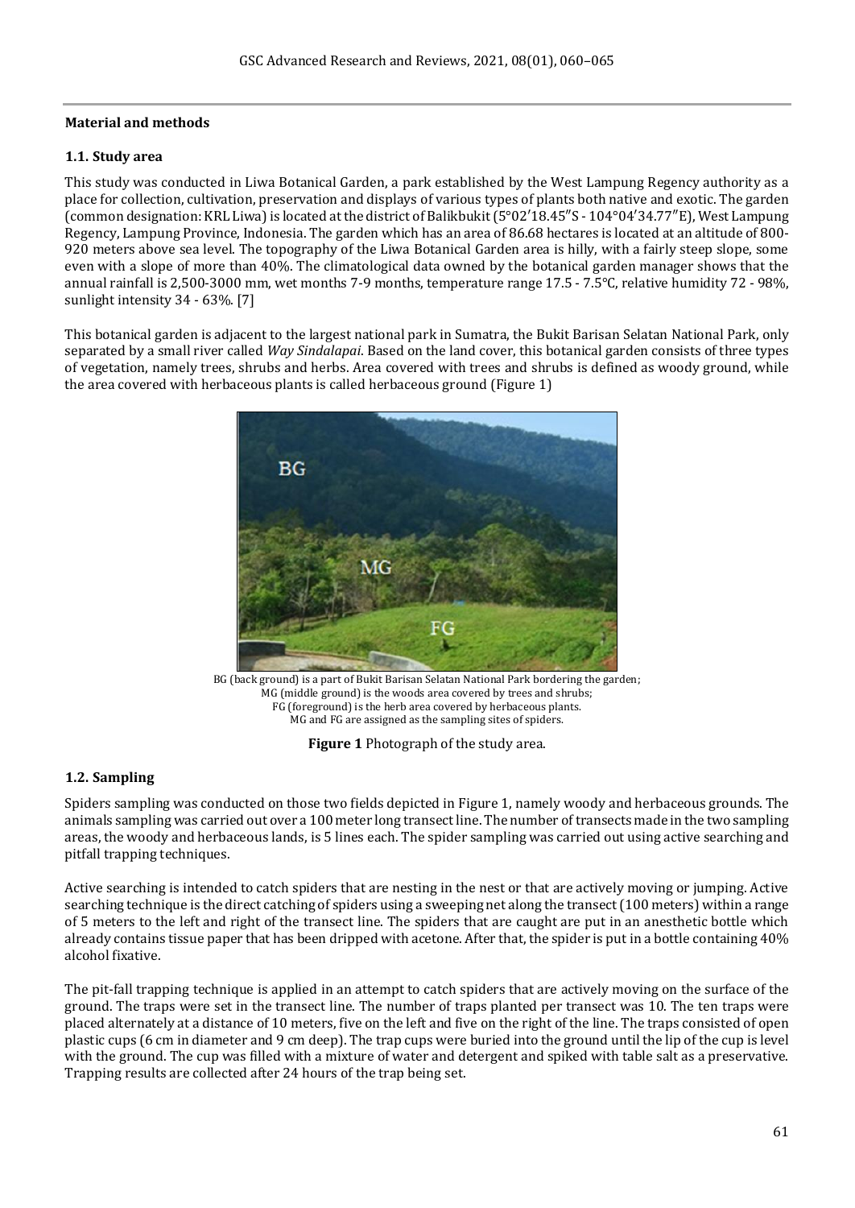**Material and methods**

### 1.1. Study area

This study was conducted in Liwa Botanical Garden, a park established by the West Lampung Regency authority as a place for collection, cultivation, preservation and displays of various types of plants both native and exotic. The garden (common designation: KRL Liwa) is located at the district of Balikbukit (5°02′18.45″S - 104°04′34.77″E), West Lampung Regency, Lampung Province, Indonesia. The garden which has an area of 86.68 hectares is located at an altitude of 800-920 meters above sea level. The topography of the Liwa Botanical Garden area is hilly, with a fairly steep slope, some even with a slope of more than 40%. The climatological data owned by the botanical garden manager shows that the annual rainfall is 2,500-3000 mm, wet months 7-9 months, temperature range 17.5 - 7.5°C, relative humidity 72 - 98%, sunlight intensity 34 - 63%. [7]

This botanical garden is adjacent to the largest national park in Sumatra, the Bukit Barisan Selatan National Park, only separated by a small river called *Way Sindalapai*. Based on the land cover, this botanical garden consists of three types of vegetation, namely trees, shrubs and herbs. Area covered with trees and shrubs is defined as woody ground, while the area covered with herbaceous plants is called herbaceous ground (Figure 1)

BG (back ground) is a part of Bukit Barisan Selatan National Park bordering the garden;
MG (middle ground) is the woods area covered by trees and shrubs;
FG (foreground) is the herb area covered by herbaceous plants.
MG and FG are assigned as the sampling sites of spiders.

**Figure 1** Photograph of the study area.

### 1.2. Sampling

Spiders sampling was conducted on those two fields depicted in Figure 1, namely woody and herbaceous grounds. The animals sampling was carried out over a 100 meter long transect line. The number of transects made in the two sampling areas, the woody and herbaceous lands, is 5 lines each. The spider sampling was carried out using active searching and pitfall trapping techniques.

Active searching is intended to catch spiders that are nesting in the nest or that are actively moving or jumping. Active searching technique is the direct catching of spiders using a sweeping net along the transect (100 meters) within a range of 5 meters to the left and right of the transect line. The spiders that are caught are put in an anesthetic bottle which already contains tissue paper that has been dripped with acetone. After that, the spider is put in a bottle containing 40% alcohol fixative.

The pit-fall trapping technique is applied in an attempt to catch spiders that are actively moving on the surface of the ground. The traps were set in the transect line. The number of traps planted per transect was 10. The ten traps were placed alternately at a distance of 10 meters, five on the left and five on the right of the line. The traps consisted of open plastic cups (6 cm in diameter and 9 cm deep). The trap cups were buried into the ground until the lip of the cup is level with the ground. The cup was filled with a mixture of water and detergent and spiked with table salt as a preservative. Trapping results are collected after 24 hours of the trap being set.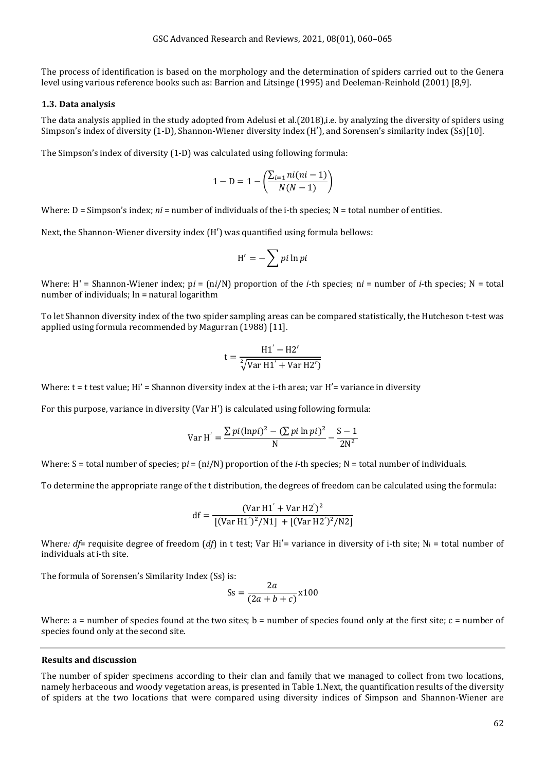The process of identification is based on the morphology and the determination of spiders carried out to the Genera level using various reference books such as: Barrion and Litsinge (1995) and Deeleman-Reinhold (2001) [8,9].

### 1.3. Data analysis

The data analysis applied in the study adopted from Adelusi et al.(2018),i.e. by analyzing the diversity of spiders using Simpson's index of diversity (1-D), Shannon-Wiener diversity index (H′), and Sorensen's similarity index (Ss)[10].

The Simpson's index of diversity (1-D) was calculated using following formula:

$$1 - \mathrm{D} = 1 - \left(\frac{\sum_{i=1} ni(ni-1)}{N(N-1)}\right)$$

Where: D = Simpson's index; $ni$ = number of individuals of the i-th species; N = total number of entities.

Next, the Shannon-Wiener diversity index (H′) was quantified using formula bellows:

$$\mathrm{H}' = -\sum pi \ln pi$$

Where: H' = Shannon-Wiener index; p$i$ = (n$i$/N) proportion of the $i$-th species; n$i$ = number of $i$-th species; N = total number of individuals; ln = natural logarithm

To let Shannon diversity index of the two spider sampling areas can be compared statistically, the Hutcheson t-test was applied using formula recommended by Magurran (1988) [11].

$$\mathrm{t} = \frac{\mathrm{H1}' - \mathrm{H2}'}{\sqrt[2]{\mathrm{Var\ H1}' + \mathrm{Var\ H2}')}}$$

Where: t = t test value; Hi' = Shannon diversity index at the i-th area; var H′= variance in diversity

For this purpose, variance in diversity (Var H') is calculated using following formula:

$$\mathrm{Var\ H}' = \frac{\sum pi(\ln pi)^2 - (\sum pi \ln pi)^2}{\mathrm{N}} - \frac{\mathrm{S}-1}{2\mathrm{N}^2}$$

Where: S = total number of species; p$i$ = (n$i$/N) proportion of the $i$-th species; N = total number of individuals.

To determine the appropriate range of the t distribution, the degrees of freedom can be calculated using the formula:

$$\mathrm{df} = \frac{(\mathrm{Var\ H1}' + \mathrm{Var\ H2}')^2}{[(\mathrm{Var\ H1}')^2/\mathrm{N1}] + [(\mathrm{Var\ H2}')^2/\mathrm{N2}]}$$

Where*: df*= requisite degree of freedom (*df*) in t test; Var Hi′= variance in diversity of i-th site; $N_i$ = total number of individuals at i-th site.

The formula of Sorensen's Similarity Index (Ss) is:

$$\mathrm{Ss} = \frac{2a}{(2a+b+c)}\mathrm{x}100$$

Where: a = number of species found at the two sites; b = number of species found only at the first site; c = number of species found only at the second site.

## Results and discussion

The number of spider specimens according to their clan and family that we managed to collect from two locations, namely herbaceous and woody vegetation areas, is presented in Table 1.Next, the quantification results of the diversity of spiders at the two locations that were compared using diversity indices of Simpson and Shannon-Wiener are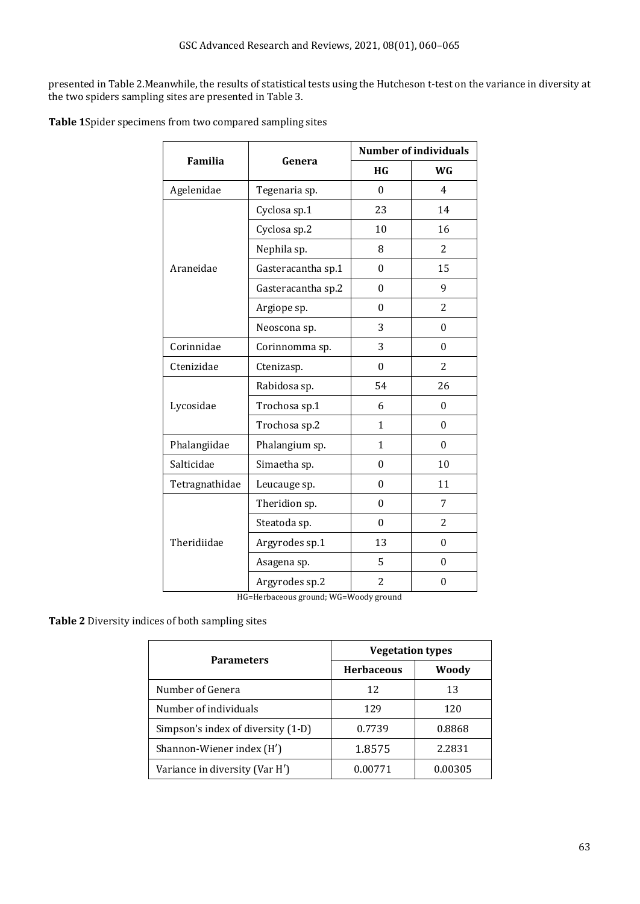presented in Table 2.Meanwhile, the results of statistical tests using the Hutcheson t-test on the variance in diversity at the two spiders sampling sites are presented in Table 3.

**Table 1**Spider specimens from two compared sampling sites

| Familia | Genera | Number of individuals | |
|---|---|---|---|
| | | HG | WG |
| Agelenidae | Tegenaria sp. | 0 | 4 |
| Araneidae | Cyclosa sp.1 | 23 | 14 |
| | Cyclosa sp.2 | 10 | 16 |
| | Nephila sp. | 8 | 2 |
| | Gasteracantha sp.1 | 0 | 15 |
| | Gasteracantha sp.2 | 0 | 9 |
| | Argiope sp. | 0 | 2 |
| | Neoscona sp. | 3 | 0 |
| Corinnidae | Corinnomma sp. | 3 | 0 |
| Ctenizidae | Ctenizasp. | 0 | 2 |
| Lycosidae | Rabidosa sp. | 54 | 26 |
| | Trochosa sp.1 | 6 | 0 |
| | Trochosa sp.2 | 1 | 0 |
| Phalangiidae | Phalangium sp. | 1 | 0 |
| Salticidae | Simaetha sp. | 0 | 10 |
| Tetragnathidae | Leucauge sp. | 0 | 11 |
| Theridiidae | Theridion sp. | 0 | 7 |
| | Steatoda sp. | 0 | 2 |
| | Argyrodes sp.1 | 13 | 0 |
| | Asagena sp. | 5 | 0 |
| | Argyrodes sp.2 | 2 | 0 |

HG=Herbaceous ground; WG=Woody ground

**Table 2** Diversity indices of both sampling sites

| Parameters | Vegetation types | |
|---|---|---|
| | Herbaceous | Woody |
| Number of Genera | 12 | 13 |
| Number of individuals | 129 | 120 |
| Simpson's index of diversity (1-D) | 0.7739 | 0.8868 |
| Shannon-Wiener index (H′) | 1.8575 | 2.2831 |
| Variance in diversity (Var H′) | 0.00771 | 0.00305 |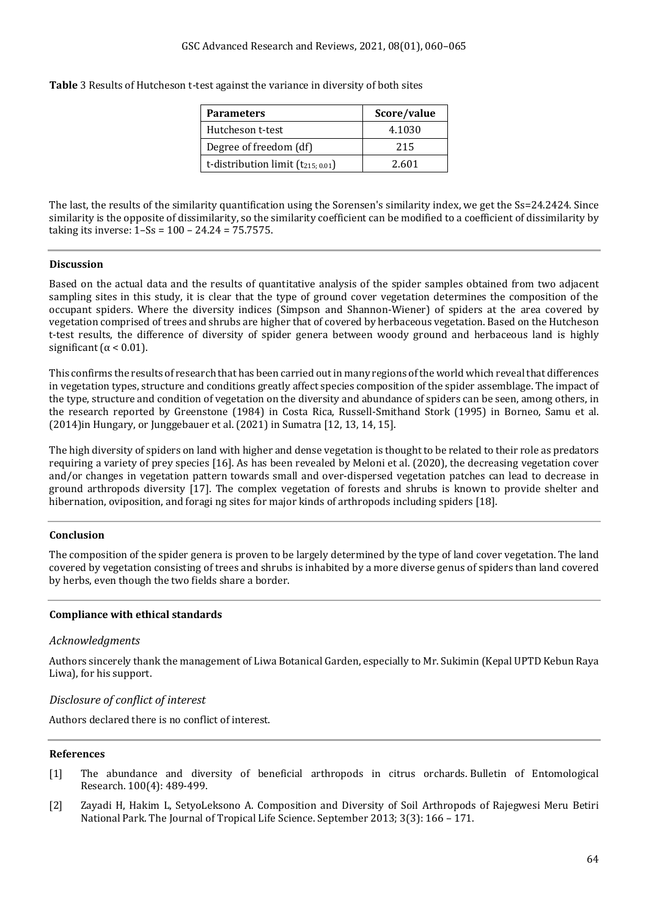**Table** 3 Results of Hutcheson t-test against the variance in diversity of both sites

| Parameters | Score/value |
|---|---|
| Hutcheson t-test | 4.1030 |
| Degree of freedom (df) | 215 |
| t-distribution limit ($t_{215;\,0.01}$) | 2.601 |

The last, the results of the similarity quantification using the Sorensen's similarity index, we get the Ss=24.2424. Since similarity is the opposite of dissimilarity, so the similarity coefficient can be modified to a coefficient of dissimilarity by taking its inverse: 1–Ss = 100 – 24.24 = 75.7575.

#### Discussion

Based on the actual data and the results of quantitative analysis of the spider samples obtained from two adjacent sampling sites in this study, it is clear that the type of ground cover vegetation determines the composition of the occupant spiders. Where the diversity indices (Simpson and Shannon-Wiener) of spiders at the area covered by vegetation comprised of trees and shrubs are higher that of covered by herbaceous vegetation. Based on the Hutcheson t-test results, the difference of diversity of spider genera between woody ground and herbaceous land is highly significant ($\alpha < 0.01$).

This confirms the results of research that has been carried out in many regions of the world which reveal that differences in vegetation types, structure and conditions greatly affect species composition of the spider assemblage. The impact of the type, structure and condition of vegetation on the diversity and abundance of spiders can be seen, among others, in the research reported by Greenstone (1984) in Costa Rica, Russell-Smithand Stork (1995) in Borneo, Samu et al. (2014)in Hungary, or Junggebauer et al. (2021) in Sumatra [12, 13, 14, 15].

The high diversity of spiders on land with higher and dense vegetation is thought to be related to their role as predators requiring a variety of prey species [16]. As has been revealed by Meloni et al. (2020), the decreasing vegetation cover and/or changes in vegetation pattern towards small and over-dispersed vegetation patches can lead to decrease in ground arthropods diversity [17]. The complex vegetation of forests and shrubs is known to provide shelter and hibernation, oviposition, and foragi ng sites for major kinds of arthropods including spiders [18].

#### Conclusion

The composition of the spider genera is proven to be largely determined by the type of land cover vegetation. The land covered by vegetation consisting of trees and shrubs is inhabited by a more diverse genus of spiders than land covered by herbs, even though the two fields share a border.

#### Compliance with ethical standards

*Acknowledgments*

Authors sincerely thank the management of Liwa Botanical Garden, especially to Mr. Sukimin (Kepal UPTD Kebun Raya Liwa), for his support.

*Disclosure of conflict of interest*

Authors declared there is no conflict of interest.

#### References

[1] The abundance and diversity of beneficial arthropods in citrus orchards. Bulletin of Entomological Research. 100(4): 489-499.

[2] Zayadi H, Hakim L, SetyoLeksono A. Composition and Diversity of Soil Arthropods of Rajegwesi Meru Betiri National Park. The Journal of Tropical Life Science. September 2013; 3(3): 166 – 171.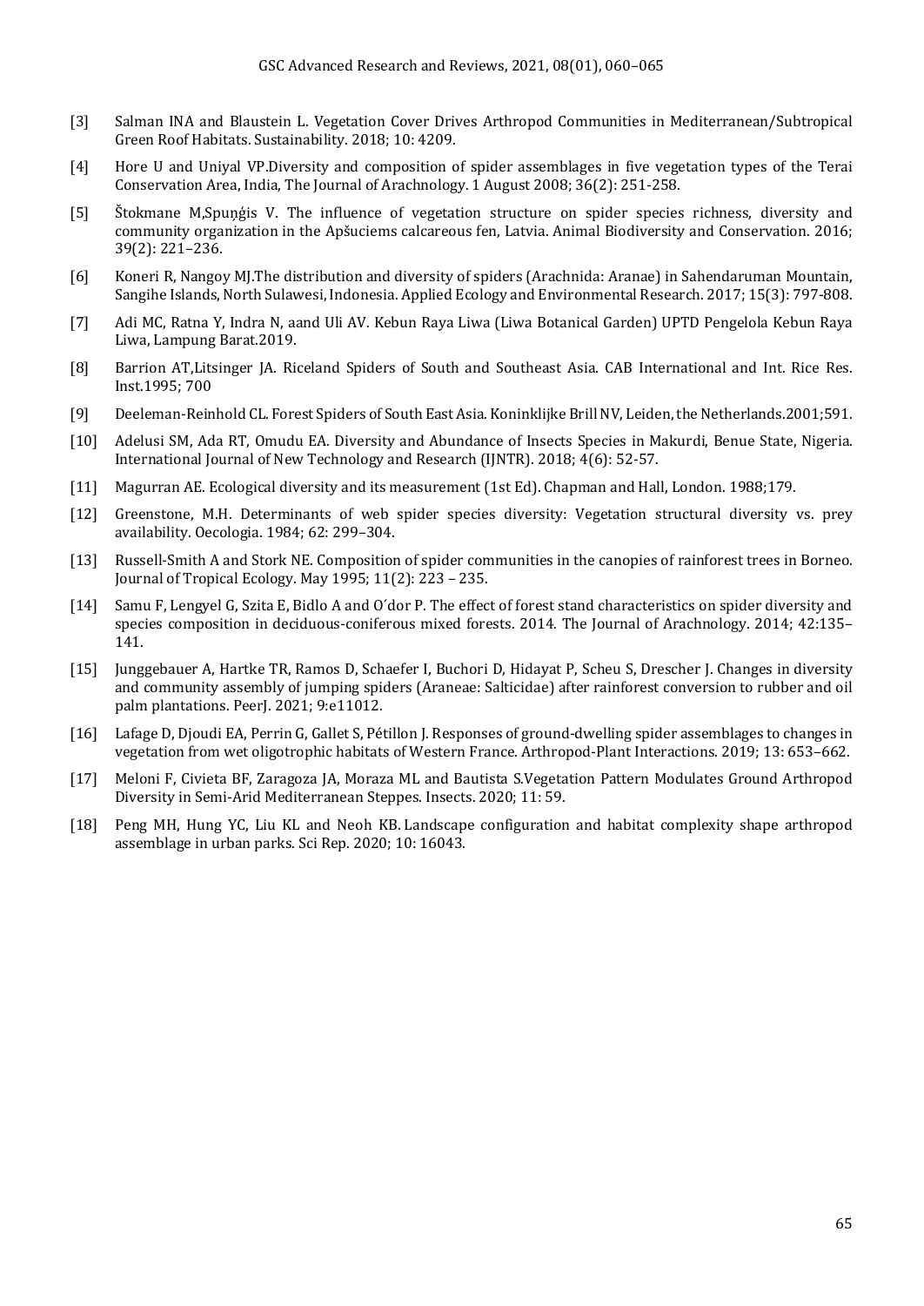[3] Salman INA and Blaustein L. Vegetation Cover Drives Arthropod Communities in Mediterranean/Subtropical Green Roof Habitats. Sustainability. 2018; 10: 4209.

[4] Hore U and Uniyal VP.Diversity and composition of spider assemblages in five vegetation types of the Terai Conservation Area, India, The Journal of Arachnology. 1 August 2008; 36(2): 251-258.

[5] Štokmane M,Spuņģis V. The influence of vegetation structure on spider species richness, diversity and community organization in the Apšuciems calcareous fen, Latvia. Animal Biodiversity and Conservation. 2016; 39(2): 221–236.

[6] Koneri R, Nangoy MJ.The distribution and diversity of spiders (Arachnida: Aranae) in Sahendaruman Mountain, Sangihe Islands, North Sulawesi, Indonesia. Applied Ecology and Environmental Research. 2017; 15(3): 797-808.

[7] Adi MC, Ratna Y, Indra N, aand Uli AV. Kebun Raya Liwa (Liwa Botanical Garden) UPTD Pengelola Kebun Raya Liwa, Lampung Barat.2019.

[8] Barrion AT,Litsinger JA. Riceland Spiders of South and Southeast Asia. CAB International and Int. Rice Res. Inst.1995; 700

[9] Deeleman-Reinhold CL. Forest Spiders of South East Asia. Koninklijke Brill NV, Leiden, the Netherlands.2001;591.

[10] Adelusi SM, Ada RT, Omudu EA. Diversity and Abundance of Insects Species in Makurdi, Benue State, Nigeria. International Journal of New Technology and Research (IJNTR). 2018; 4(6): 52-57.

[11] Magurran AE. Ecological diversity and its measurement (1st Ed). Chapman and Hall, London. 1988;179.

[12] Greenstone, M.H. Determinants of web spider species diversity: Vegetation structural diversity vs. prey availability. Oecologia. 1984; 62: 299–304.

[13] Russell-Smith A and Stork NE. Composition of spider communities in the canopies of rainforest trees in Borneo. Journal of Tropical Ecology. May 1995; 11(2): 223 – 235.

[14] Samu F, Lengyel G, Szita E, Bidlo A and O´dor P. The effect of forest stand characteristics on spider diversity and species composition in deciduous-coniferous mixed forests. 2014. The Journal of Arachnology. 2014; 42:135–141.

[15] Junggebauer A, Hartke TR, Ramos D, Schaefer I, Buchori D, Hidayat P, Scheu S, Drescher J. Changes in diversity and community assembly of jumping spiders (Araneae: Salticidae) after rainforest conversion to rubber and oil palm plantations. PeerJ. 2021; 9:e11012.

[16] Lafage D, Djoudi EA, Perrin G, Gallet S, Pétillon J. Responses of ground-dwelling spider assemblages to changes in vegetation from wet oligotrophic habitats of Western France. Arthropod-Plant Interactions. 2019; 13: 653–662.

[17] Meloni F, Civieta BF, Zaragoza JA, Moraza ML and Bautista S.Vegetation Pattern Modulates Ground Arthropod Diversity in Semi-Arid Mediterranean Steppes. Insects. 2020; 11: 59.

[18] Peng MH, Hung YC, Liu KL and Neoh KB. Landscape configuration and habitat complexity shape arthropod assemblage in urban parks. Sci Rep. 2020; 10: 16043.